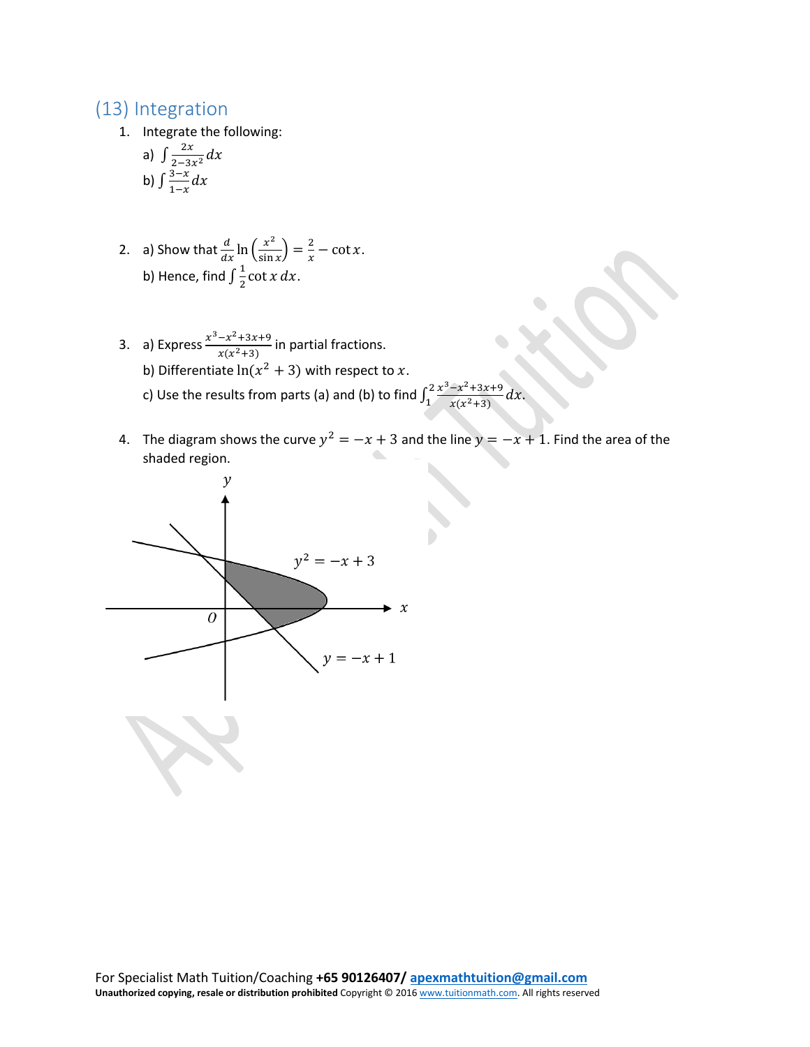## (13) Integration

1. Integrate the following:

   a) $\int \frac{2x}{2-3x^2} dx$

   b) $\int \frac{3-x}{1-x} dx$

2. a) Show that $\frac{d}{dx} \ln\left(\frac{x^2}{\sin x}\right) = \frac{2}{x} - \cot x$.

   b) Hence, find $\int \frac{1}{2} \cot x \, dx$.

3. a) Express $\frac{x^3-x^2+3x+9}{x(x^2+3)}$ in partial fractions.

   b) Differentiate $\ln(x^2+3)$ with respect to $x$.

   c) Use the results from parts (a) and (b) to find $\int_1^2 \frac{x^3-x^2+3x+9}{x(x^2+3)} dx$.

4. The diagram shows the curve $y^2 = -x + 3$ and the line $y = -x + 1$. Find the area of the shaded region.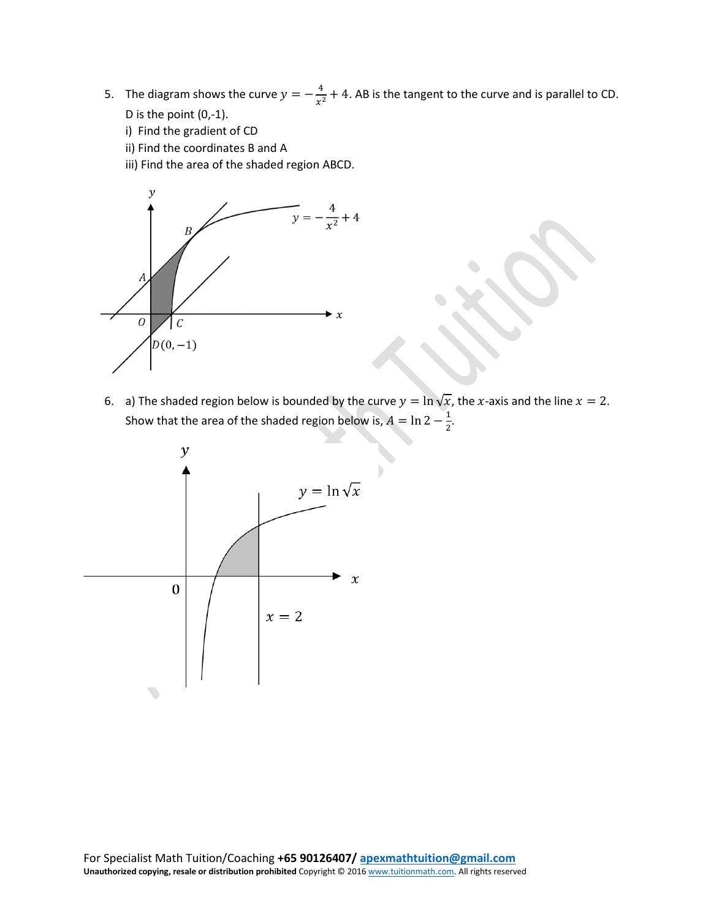5. The diagram shows the curve $y = -\frac{4}{x^2} + 4$. AB is the tangent to the curve and is parallel to CD. D is the point (0,-1).

   i) Find the gradient of CD

   ii) Find the coordinates B and A

   iii) Find the area of the shaded region ABCD.

6. a) The shaded region below is bounded by the curve $y = \ln\sqrt{x}$, the $x$-axis and the line $x = 2$. Show that the area of the shaded region below is, $A = \ln 2 - \frac{1}{2}$.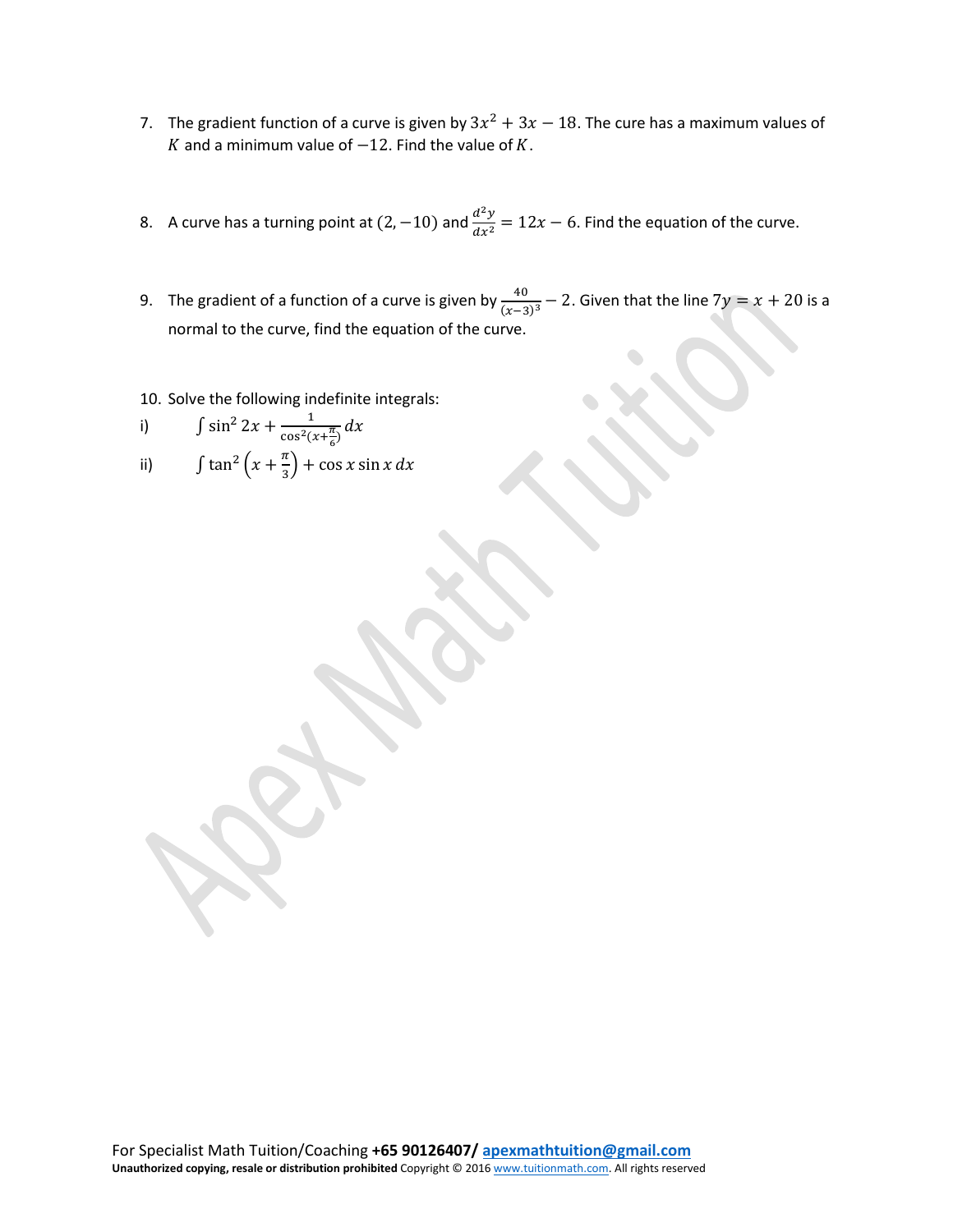7. The gradient function of a curve is given by $3x^2 + 3x - 18$. The cure has a maximum values of $K$ and a minimum value of $-12$. Find the value of $K$.

8. A curve has a turning point at $(2, -10)$ and $\frac{d^2y}{dx^2} = 12x - 6$. Find the equation of the curve.

9. The gradient of a function of a curve is given by $\frac{40}{(x-3)^3} - 2$. Given that the line $7y = x + 20$ is a normal to the curve, find the equation of the curve.

10. Solve the following indefinite integrals:

i) $\int \sin^2 2x + \frac{1}{\cos^2(x+\frac{\pi}{6})} \, dx$

ii) $\int \tan^2\left(x + \frac{\pi}{3}\right) + \cos x \sin x \, dx$